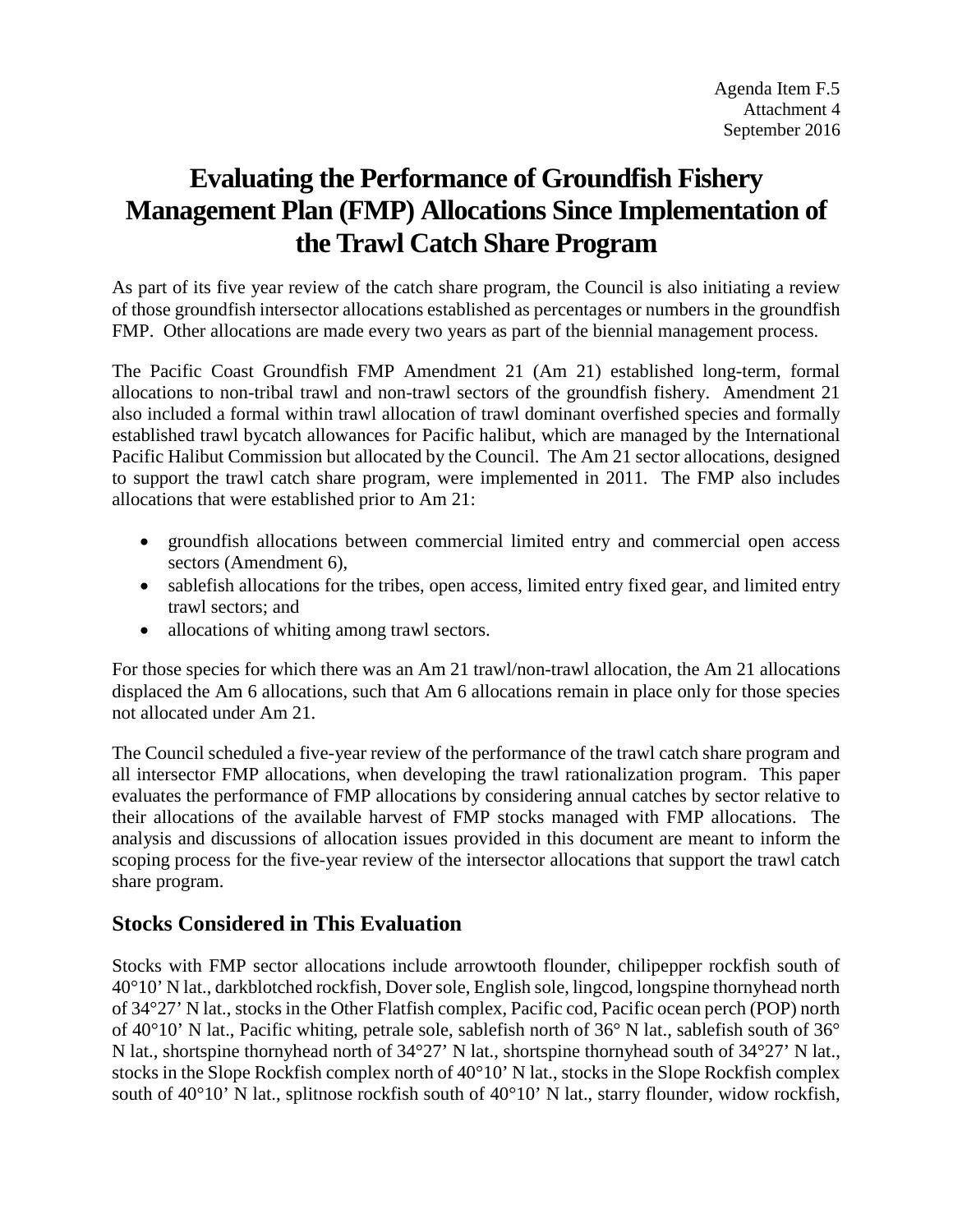Agenda Item F.5
Attachment 4
September 2016

# Evaluating the Performance of Groundfish Fishery Management Plan (FMP) Allocations Since Implementation of the Trawl Catch Share Program

As part of its five year review of the catch share program, the Council is also initiating a review of those groundfish intersector allocations established as percentages or numbers in the groundfish FMP. Other allocations are made every two years as part of the biennial management process.

The Pacific Coast Groundfish FMP Amendment 21 (Am 21) established long-term, formal allocations to non-tribal trawl and non-trawl sectors of the groundfish fishery. Amendment 21 also included a formal within trawl allocation of trawl dominant overfished species and formally established trawl bycatch allowances for Pacific halibut, which are managed by the International Pacific Halibut Commission but allocated by the Council. The Am 21 sector allocations, designed to support the trawl catch share program, were implemented in 2011. The FMP also includes allocations that were established prior to Am 21:

- groundfish allocations between commercial limited entry and commercial open access sectors (Amendment 6),
- sablefish allocations for the tribes, open access, limited entry fixed gear, and limited entry trawl sectors; and
- allocations of whiting among trawl sectors.

For those species for which there was an Am 21 trawl/non-trawl allocation, the Am 21 allocations displaced the Am 6 allocations, such that Am 6 allocations remain in place only for those species not allocated under Am 21.

The Council scheduled a five-year review of the performance of the trawl catch share program and all intersector FMP allocations, when developing the trawl rationalization program. This paper evaluates the performance of FMP allocations by considering annual catches by sector relative to their allocations of the available harvest of FMP stocks managed with FMP allocations. The analysis and discussions of allocation issues provided in this document are meant to inform the scoping process for the five-year review of the intersector allocations that support the trawl catch share program.

## Stocks Considered in This Evaluation

Stocks with FMP sector allocations include arrowtooth flounder, chilipepper rockfish south of 40°10' N lat., darkblotched rockfish, Dover sole, English sole, lingcod, longspine thornyhead north of 34°27' N lat., stocks in the Other Flatfish complex, Pacific cod, Pacific ocean perch (POP) north of 40°10' N lat., Pacific whiting, petrale sole, sablefish north of 36° N lat., sablefish south of 36° N lat., shortspine thornyhead north of 34°27' N lat., shortspine thornyhead south of 34°27' N lat., stocks in the Slope Rockfish complex north of 40°10' N lat., stocks in the Slope Rockfish complex south of 40°10' N lat., splitnose rockfish south of 40°10' N lat., starry flounder, widow rockfish,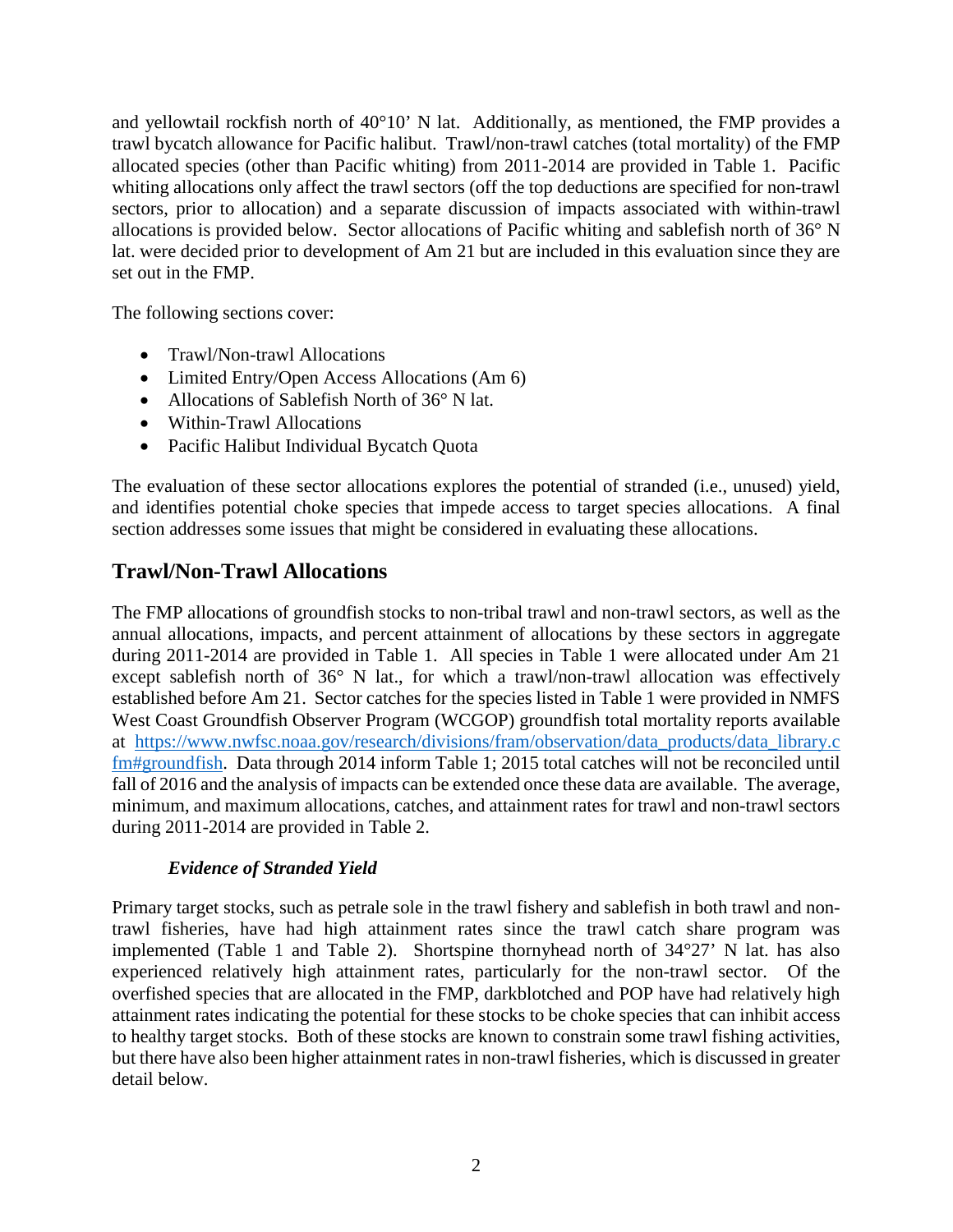and yellowtail rockfish north of 40°10' N lat. Additionally, as mentioned, the FMP provides a trawl bycatch allowance for Pacific halibut. Trawl/non-trawl catches (total mortality) of the FMP allocated species (other than Pacific whiting) from 2011-2014 are provided in Table 1. Pacific whiting allocations only affect the trawl sectors (off the top deductions are specified for non-trawl sectors, prior to allocation) and a separate discussion of impacts associated with within-trawl allocations is provided below. Sector allocations of Pacific whiting and sablefish north of 36° N lat. were decided prior to development of Am 21 but are included in this evaluation since they are set out in the FMP.

The following sections cover:

- Trawl/Non-trawl Allocations
- Limited Entry/Open Access Allocations (Am 6)
- Allocations of Sablefish North of 36° N lat.
- Within-Trawl Allocations
- Pacific Halibut Individual Bycatch Quota

The evaluation of these sector allocations explores the potential of stranded (i.e., unused) yield, and identifies potential choke species that impede access to target species allocations. A final section addresses some issues that might be considered in evaluating these allocations.

## Trawl/Non-Trawl Allocations

The FMP allocations of groundfish stocks to non-tribal trawl and non-trawl sectors, as well as the annual allocations, impacts, and percent attainment of allocations by these sectors in aggregate during 2011-2014 are provided in Table 1. All species in Table 1 were allocated under Am 21 except sablefish north of 36° N lat., for which a trawl/non-trawl allocation was effectively established before Am 21. Sector catches for the species listed in Table 1 were provided in NMFS West Coast Groundfish Observer Program (WCGOP) groundfish total mortality reports available at https://www.nwfsc.noaa.gov/research/divisions/fram/observation/data_products/data_library.cfm#groundfish. Data through 2014 inform Table 1; 2015 total catches will not be reconciled until fall of 2016 and the analysis of impacts can be extended once these data are available. The average, minimum, and maximum allocations, catches, and attainment rates for trawl and non-trawl sectors during 2011-2014 are provided in Table 2.

### *Evidence of Stranded Yield*

Primary target stocks, such as petrale sole in the trawl fishery and sablefish in both trawl and non-trawl fisheries, have had high attainment rates since the trawl catch share program was implemented (Table 1 and Table 2). Shortspine thornyhead north of 34°27' N lat. has also experienced relatively high attainment rates, particularly for the non-trawl sector. Of the overfished species that are allocated in the FMP, darkblotched and POP have had relatively high attainment rates indicating the potential for these stocks to be choke species that can inhibit access to healthy target stocks. Both of these stocks are known to constrain some trawl fishing activities, but there have also been higher attainment rates in non-trawl fisheries, which is discussed in greater detail below.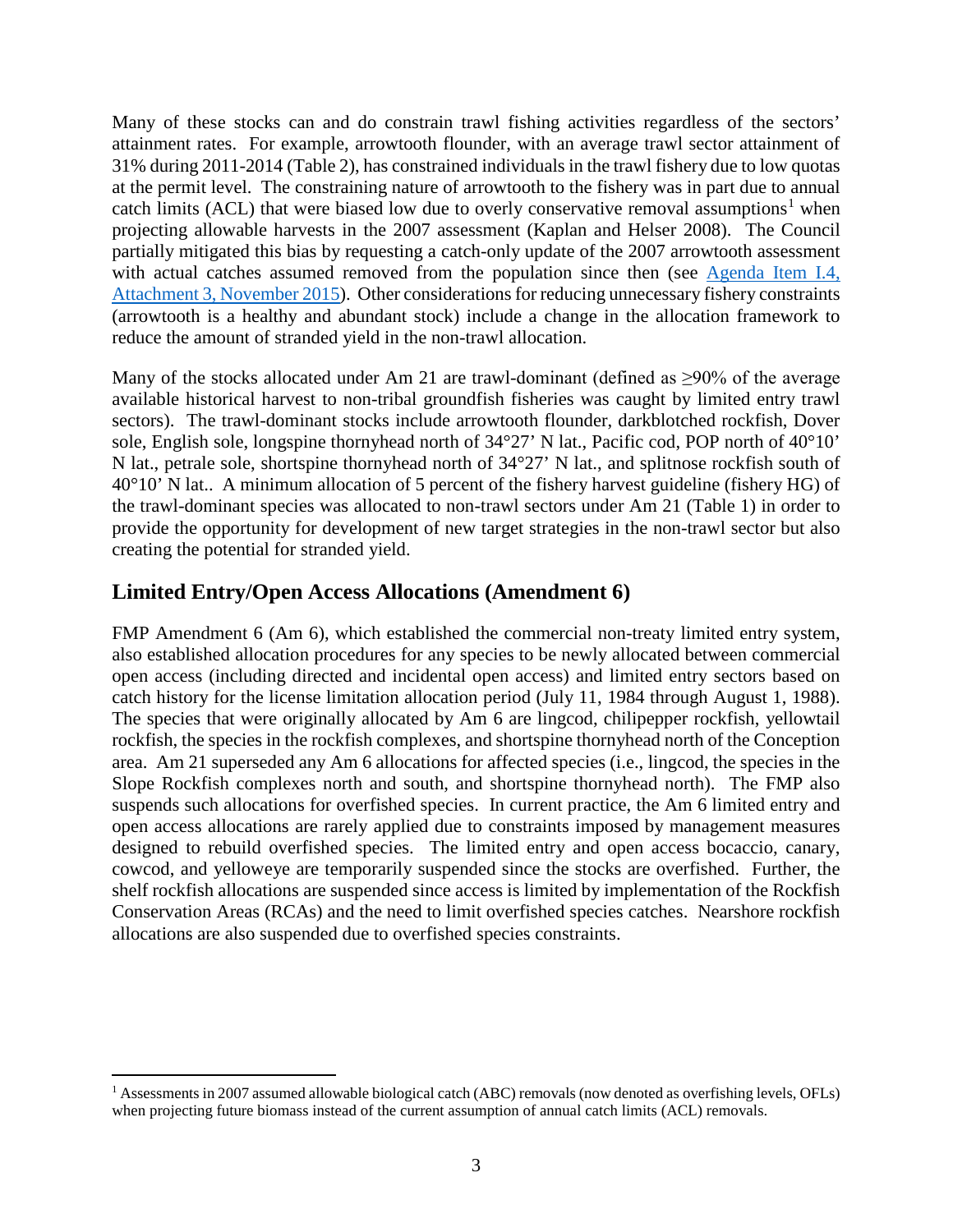Many of these stocks can and do constrain trawl fishing activities regardless of the sectors' attainment rates. For example, arrowtooth flounder, with an average trawl sector attainment of 31% during 2011-2014 (Table 2), has constrained individuals in the trawl fishery due to low quotas at the permit level. The constraining nature of arrowtooth to the fishery was in part due to annual catch limits (ACL) that were biased low due to overly conservative removal assumptions[1] when projecting allowable harvests in the 2007 assessment (Kaplan and Helser 2008). The Council partially mitigated this bias by requesting a catch-only update of the 2007 arrowtooth assessment with actual catches assumed removed from the population since then (see Agenda Item I.4, Attachment 3, November 2015). Other considerations for reducing unnecessary fishery constraints (arrowtooth is a healthy and abundant stock) include a change in the allocation framework to reduce the amount of stranded yield in the non-trawl allocation.

Many of the stocks allocated under Am 21 are trawl-dominant (defined as ≥90% of the average available historical harvest to non-tribal groundfish fisheries was caught by limited entry trawl sectors). The trawl-dominant stocks include arrowtooth flounder, darkblotched rockfish, Dover sole, English sole, longspine thornyhead north of 34°27' N lat., Pacific cod, POP north of 40°10' N lat., petrale sole, shortspine thornyhead north of 34°27' N lat., and splitnose rockfish south of 40°10' N lat.. A minimum allocation of 5 percent of the fishery harvest guideline (fishery HG) of the trawl-dominant species was allocated to non-trawl sectors under Am 21 (Table 1) in order to provide the opportunity for development of new target strategies in the non-trawl sector but also creating the potential for stranded yield.

## Limited Entry/Open Access Allocations (Amendment 6)

FMP Amendment 6 (Am 6), which established the commercial non-treaty limited entry system, also established allocation procedures for any species to be newly allocated between commercial open access (including directed and incidental open access) and limited entry sectors based on catch history for the license limitation allocation period (July 11, 1984 through August 1, 1988). The species that were originally allocated by Am 6 are lingcod, chilipepper rockfish, yellowtail rockfish, the species in the rockfish complexes, and shortspine thornyhead north of the Conception area. Am 21 superseded any Am 6 allocations for affected species (i.e., lingcod, the species in the Slope Rockfish complexes north and south, and shortspine thornyhead north). The FMP also suspends such allocations for overfished species. In current practice, the Am 6 limited entry and open access allocations are rarely applied due to constraints imposed by management measures designed to rebuild overfished species. The limited entry and open access bocaccio, canary, cowcod, and yelloweye are temporarily suspended since the stocks are overfished. Further, the shelf rockfish allocations are suspended since access is limited by implementation of the Rockfish Conservation Areas (RCAs) and the need to limit overfished species catches. Nearshore rockfish allocations are also suspended due to overfished species constraints.

[1] Assessments in 2007 assumed allowable biological catch (ABC) removals (now denoted as overfishing levels, OFLs) when projecting future biomass instead of the current assumption of annual catch limits (ACL) removals.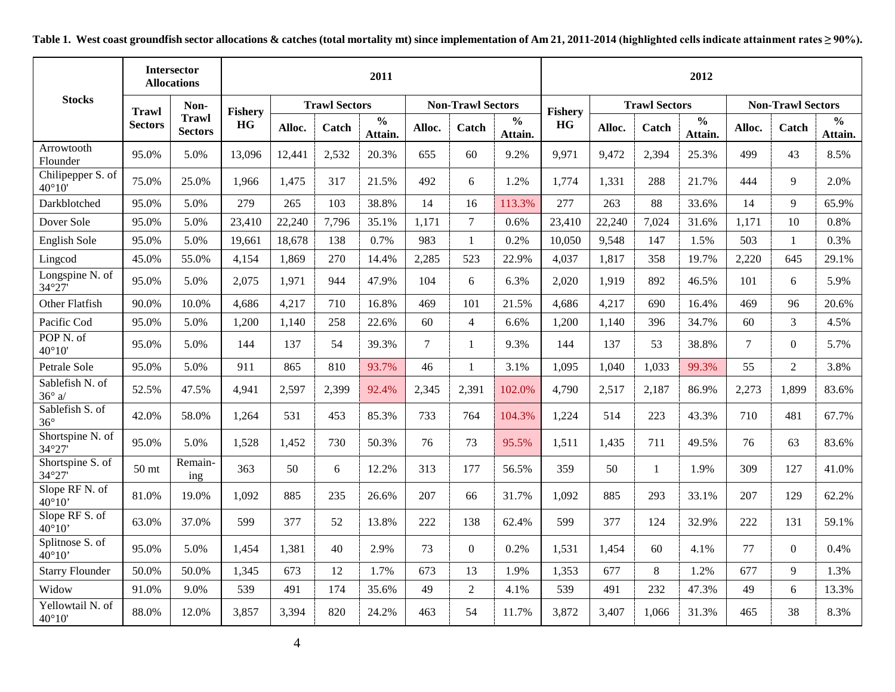**Table 1. West coast groundfish sector allocations & catches (total mortality mt) since implementation of Am 21, 2011-2014 (highlighted cells indicate attainment rates ≥ 90%).**

| Stocks | Intersector Allocations | | 2011 | | | | | | | 2012 | | | | | | |
|---|---|---|---|---|---|---|---|---|---|---|---|---|---|---|---|---|
| | Trawl Sectors | Non-Trawl Sectors | Fishery HG | Trawl Sectors | | | Non-Trawl Sectors | | | Fishery HG | Trawl Sectors | | | Non-Trawl Sectors | | |
| | | | | Alloc. | Catch | % Attain. | Alloc. | Catch | % Attain. | | Alloc. | Catch | % Attain. | Alloc. | Catch | % Attain. |
| Arrowtooth Flounder | 95.0% | 5.0% | 13,096 | 12,441 | 2,532 | 20.3% | 655 | 60 | 9.2% | 9,971 | 9,472 | 2,394 | 25.3% | 499 | 43 | 8.5% |
| Chilipepper S. of 40°10' | 75.0% | 25.0% | 1,966 | 1,475 | 317 | 21.5% | 492 | 6 | 1.2% | 1,774 | 1,331 | 288 | 21.7% | 444 | 9 | 2.0% |
| Darkblotched | 95.0% | 5.0% | 279 | 265 | 103 | 38.8% | 14 | 16 | 113.3% | 277 | 263 | 88 | 33.6% | 14 | 9 | 65.9% |
| Dover Sole | 95.0% | 5.0% | 23,410 | 22,240 | 7,796 | 35.1% | 1,171 | 7 | 0.6% | 23,410 | 22,240 | 7,024 | 31.6% | 1,171 | 10 | 0.8% |
| English Sole | 95.0% | 5.0% | 19,661 | 18,678 | 138 | 0.7% | 983 | 1 | 0.2% | 10,050 | 9,548 | 147 | 1.5% | 503 | 1 | 0.3% |
| Lingcod | 45.0% | 55.0% | 4,154 | 1,869 | 270 | 14.4% | 2,285 | 523 | 22.9% | 4,037 | 1,817 | 358 | 19.7% | 2,220 | 645 | 29.1% |
| Longspine N. of 34°27' | 95.0% | 5.0% | 2,075 | 1,971 | 944 | 47.9% | 104 | 6 | 6.3% | 2,020 | 1,919 | 892 | 46.5% | 101 | 6 | 5.9% |
| Other Flatfish | 90.0% | 10.0% | 4,686 | 4,217 | 710 | 16.8% | 469 | 101 | 21.5% | 4,686 | 4,217 | 690 | 16.4% | 469 | 96 | 20.6% |
| Pacific Cod | 95.0% | 5.0% | 1,200 | 1,140 | 258 | 22.6% | 60 | 4 | 6.6% | 1,200 | 1,140 | 396 | 34.7% | 60 | 3 | 4.5% |
| POP N. of 40°10' | 95.0% | 5.0% | 144 | 137 | 54 | 39.3% | 7 | 1 | 9.3% | 144 | 137 | 53 | 38.8% | 7 | 0 | 5.7% |
| Petrale Sole | 95.0% | 5.0% | 911 | 865 | 810 | 93.7% | 46 | 1 | 3.1% | 1,095 | 1,040 | 1,033 | 99.3% | 55 | 2 | 3.8% |
| Sablefish N. of 36° a/ | 52.5% | 47.5% | 4,941 | 2,597 | 2,399 | 92.4% | 2,345 | 2,391 | 102.0% | 4,790 | 2,517 | 2,187 | 86.9% | 2,273 | 1,899 | 83.6% |
| Sablefish S. of 36° | 42.0% | 58.0% | 1,264 | 531 | 453 | 85.3% | 733 | 764 | 104.3% | 1,224 | 514 | 223 | 43.3% | 710 | 481 | 67.7% |
| Shortspine N. of 34°27' | 95.0% | 5.0% | 1,528 | 1,452 | 730 | 50.3% | 76 | 73 | 95.5% | 1,511 | 1,435 | 711 | 49.5% | 76 | 63 | 83.6% |
| Shortspine S. of 34°27' | 50 mt | Remaining | 363 | 50 | 6 | 12.2% | 313 | 177 | 56.5% | 359 | 50 | 1 | 1.9% | 309 | 127 | 41.0% |
| Slope RF N. of 40°10' | 81.0% | 19.0% | 1,092 | 885 | 235 | 26.6% | 207 | 66 | 31.7% | 1,092 | 885 | 293 | 33.1% | 207 | 129 | 62.2% |
| Slope RF S. of 40°10' | 63.0% | 37.0% | 599 | 377 | 52 | 13.8% | 222 | 138 | 62.4% | 599 | 377 | 124 | 32.9% | 222 | 131 | 59.1% |
| Splitnose S. of 40°10' | 95.0% | 5.0% | 1,454 | 1,381 | 40 | 2.9% | 73 | 0 | 0.2% | 1,531 | 1,454 | 60 | 4.1% | 77 | 0 | 0.4% |
| Starry Flounder | 50.0% | 50.0% | 1,345 | 673 | 12 | 1.7% | 673 | 13 | 1.9% | 1,353 | 677 | 8 | 1.2% | 677 | 9 | 1.3% |
| Widow | 91.0% | 9.0% | 539 | 491 | 174 | 35.6% | 49 | 2 | 4.1% | 539 | 491 | 232 | 47.3% | 49 | 6 | 13.3% |
| Yellowtail N. of 40°10' | 88.0% | 12.0% | 3,857 | 3,394 | 820 | 24.2% | 463 | 54 | 11.7% | 3,872 | 3,407 | 1,066 | 31.3% | 465 | 38 | 8.3% |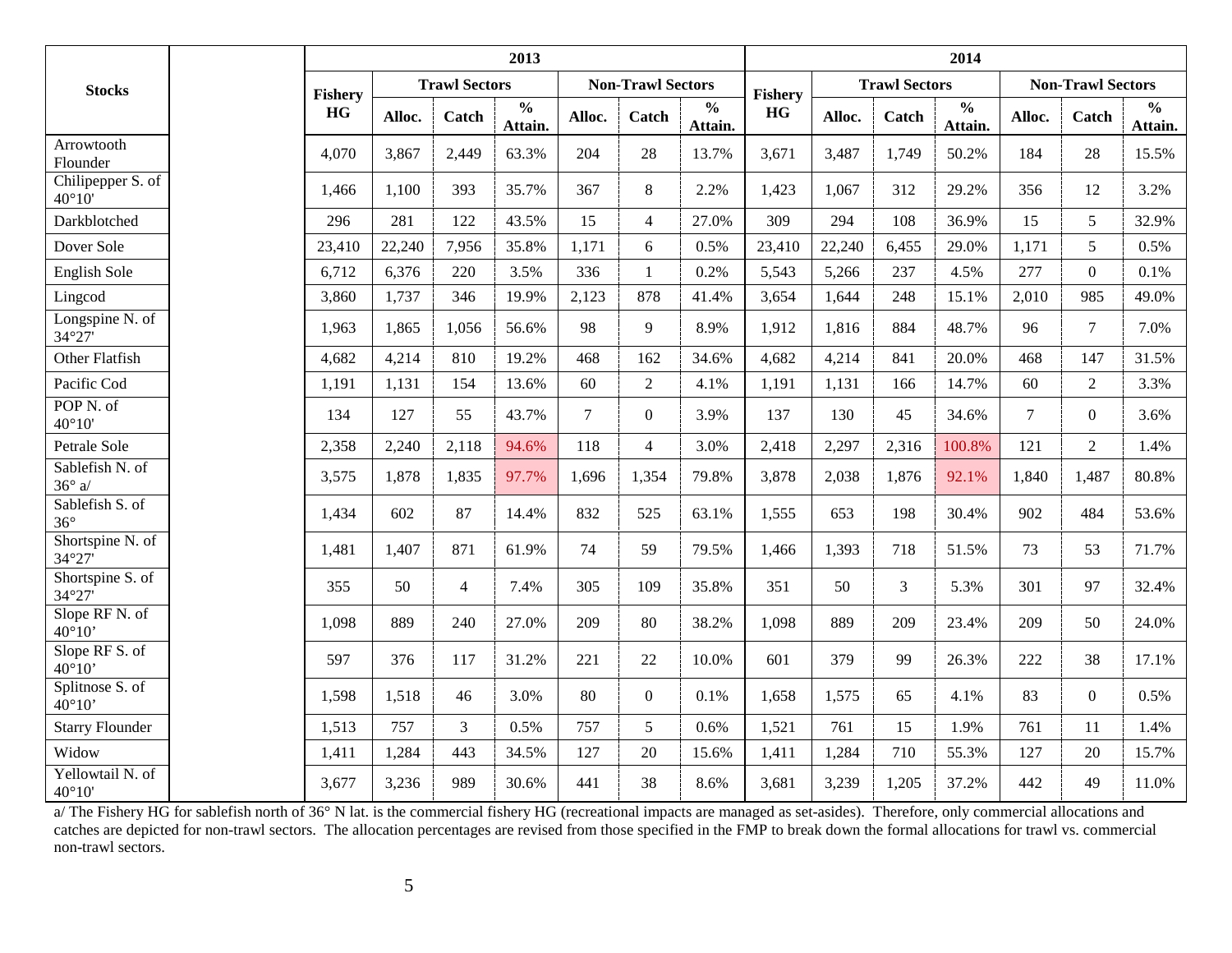| Stocks | | 2013 | | | | | | | 2014 | | | | | | |
|---|---|---|---|---|---|---|---|---|---|---|---|---|---|---|---|
| | | Fishery HG | Trawl Sectors | | | Non-Trawl Sectors | | | Fishery HG | Trawl Sectors | | | Non-Trawl Sectors | | |
| | | | Alloc. | Catch | % Attain. | Alloc. | Catch | % Attain. | | Alloc. | Catch | % Attain. | Alloc. | Catch | % Attain. |
| Arrowtooth Flounder | | 4,070 | 3,867 | 2,449 | 63.3% | 204 | 28 | 13.7% | 3,671 | 3,487 | 1,749 | 50.2% | 184 | 28 | 15.5% |
| Chilipepper S. of 40°10' | | 1,466 | 1,100 | 393 | 35.7% | 367 | 8 | 2.2% | 1,423 | 1,067 | 312 | 29.2% | 356 | 12 | 3.2% |
| Darkblotched | | 296 | 281 | 122 | 43.5% | 15 | 4 | 27.0% | 309 | 294 | 108 | 36.9% | 15 | 5 | 32.9% |
| Dover Sole | | 23,410 | 22,240 | 7,956 | 35.8% | 1,171 | 6 | 0.5% | 23,410 | 22,240 | 6,455 | 29.0% | 1,171 | 5 | 0.5% |
| English Sole | | 6,712 | 6,376 | 220 | 3.5% | 336 | 1 | 0.2% | 5,543 | 5,266 | 237 | 4.5% | 277 | 0 | 0.1% |
| Lingcod | | 3,860 | 1,737 | 346 | 19.9% | 2,123 | 878 | 41.4% | 3,654 | 1,644 | 248 | 15.1% | 2,010 | 985 | 49.0% |
| Longspine N. of 34°27' | | 1,963 | 1,865 | 1,056 | 56.6% | 98 | 9 | 8.9% | 1,912 | 1,816 | 884 | 48.7% | 96 | 7 | 7.0% |
| Other Flatfish | | 4,682 | 4,214 | 810 | 19.2% | 468 | 162 | 34.6% | 4,682 | 4,214 | 841 | 20.0% | 468 | 147 | 31.5% |
| Pacific Cod | | 1,191 | 1,131 | 154 | 13.6% | 60 | 2 | 4.1% | 1,191 | 1,131 | 166 | 14.7% | 60 | 2 | 3.3% |
| POP N. of 40°10' | | 134 | 127 | 55 | 43.7% | 7 | 0 | 3.9% | 137 | 130 | 45 | 34.6% | 7 | 0 | 3.6% |
| Petrale Sole | | 2,358 | 2,240 | 2,118 | 94.6% | 118 | 4 | 3.0% | 2,418 | 2,297 | 2,316 | 100.8% | 121 | 2 | 1.4% |
| Sablefish N. of 36° a/ | | 3,575 | 1,878 | 1,835 | 97.7% | 1,696 | 1,354 | 79.8% | 3,878 | 2,038 | 1,876 | 92.1% | 1,840 | 1,487 | 80.8% |
| Sablefish S. of 36° | | 1,434 | 602 | 87 | 14.4% | 832 | 525 | 63.1% | 1,555 | 653 | 198 | 30.4% | 902 | 484 | 53.6% |
| Shortspine N. of 34°27' | | 1,481 | 1,407 | 871 | 61.9% | 74 | 59 | 79.5% | 1,466 | 1,393 | 718 | 51.5% | 73 | 53 | 71.7% |
| Shortspine S. of 34°27' | | 355 | 50 | 4 | 7.4% | 305 | 109 | 35.8% | 351 | 50 | 3 | 5.3% | 301 | 97 | 32.4% |
| Slope RF N. of 40°10' | | 1,098 | 889 | 240 | 27.0% | 209 | 80 | 38.2% | 1,098 | 889 | 209 | 23.4% | 209 | 50 | 24.0% |
| Slope RF S. of 40°10' | | 597 | 376 | 117 | 31.2% | 221 | 22 | 10.0% | 601 | 379 | 99 | 26.3% | 222 | 38 | 17.1% |
| Splitnose S. of 40°10' | | 1,598 | 1,518 | 46 | 3.0% | 80 | 0 | 0.1% | 1,658 | 1,575 | 65 | 4.1% | 83 | 0 | 0.5% |
| Starry Flounder | | 1,513 | 757 | 3 | 0.5% | 757 | 5 | 0.6% | 1,521 | 761 | 15 | 1.9% | 761 | 11 | 1.4% |
| Widow | | 1,411 | 1,284 | 443 | 34.5% | 127 | 20 | 15.6% | 1,411 | 1,284 | 710 | 55.3% | 127 | 20 | 15.7% |
| Yellowtail N. of 40°10' | | 3,677 | 3,236 | 989 | 30.6% | 441 | 38 | 8.6% | 3,681 | 3,239 | 1,205 | 37.2% | 442 | 49 | 11.0% |

a/ The Fishery HG for sablefish north of 36° N lat. is the commercial fishery HG (recreational impacts are managed as set-asides). Therefore, only commercial allocations and catches are depicted for non-trawl sectors. The allocation percentages are revised from those specified in the FMP to break down the formal allocations for trawl vs. commercial non-trawl sectors.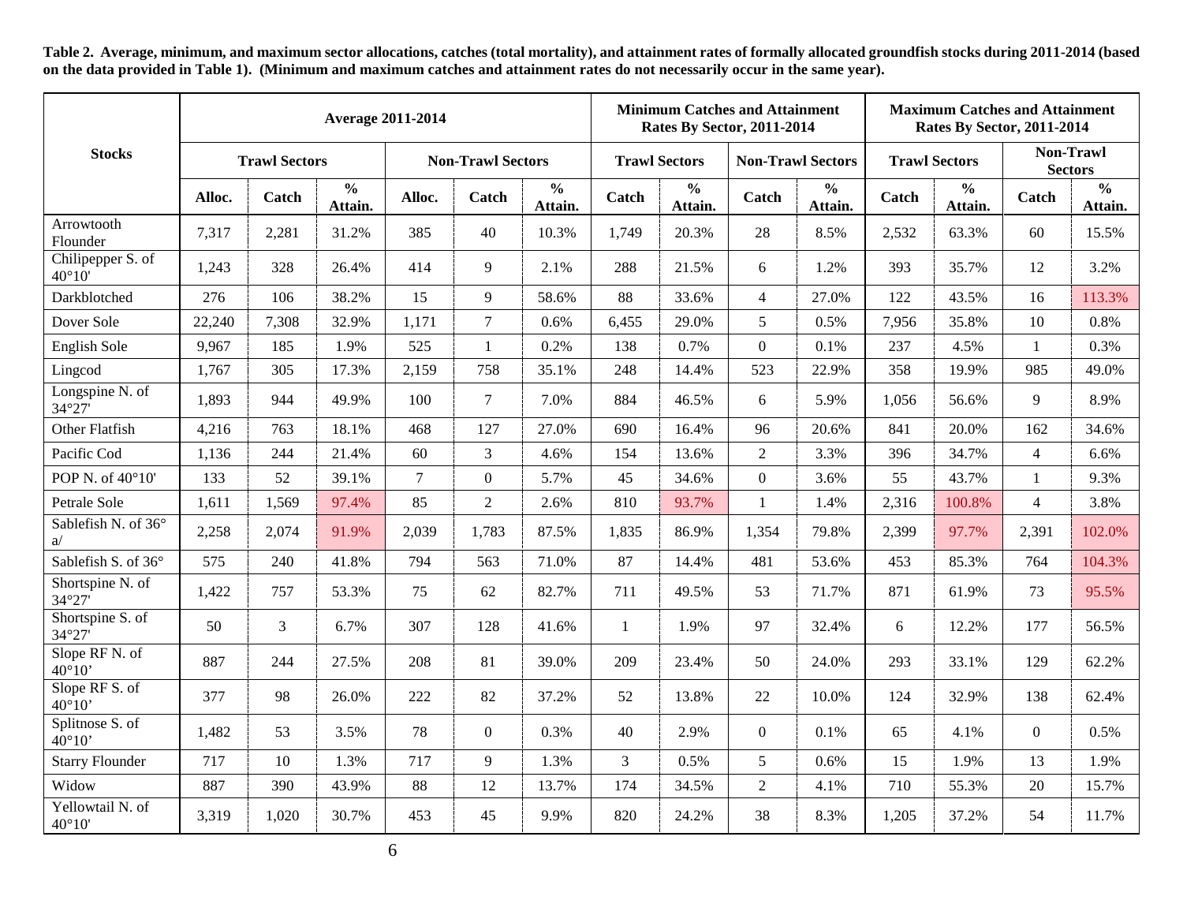**Table 2. Average, minimum, and maximum sector allocations, catches (total mortality), and attainment rates of formally allocated groundfish stocks during 2011-2014 (based on the data provided in Table 1). (Minimum and maximum catches and attainment rates do not necessarily occur in the same year).**

| Stocks | Average 2011-2014 | | | | | | Minimum Catches and Attainment Rates By Sector, 2011-2014 | | | | Maximum Catches and Attainment Rates By Sector, 2011-2014 | | | |
|---|---|---|---|---|---|---|---|---|---|---|---|---|---|---|
| | Trawl Sectors | | | Non-Trawl Sectors | | | Trawl Sectors | | Non-Trawl Sectors | | Trawl Sectors | | Non-Trawl Sectors | |
| | Alloc. | Catch | % Attain. | Alloc. | Catch | % Attain. | Catch | % Attain. | Catch | % Attain. | Catch | % Attain. | Catch | % Attain. |
| Arrowtooth Flounder | 7,317 | 2,281 | 31.2% | 385 | 40 | 10.3% | 1,749 | 20.3% | 28 | 8.5% | 2,532 | 63.3% | 60 | 15.5% |
| Chilipepper S. of 40°10' | 1,243 | 328 | 26.4% | 414 | 9 | 2.1% | 288 | 21.5% | 6 | 1.2% | 393 | 35.7% | 12 | 3.2% |
| Darkblotched | 276 | 106 | 38.2% | 15 | 9 | 58.6% | 88 | 33.6% | 4 | 27.0% | 122 | 43.5% | 16 | 113.3% |
| Dover Sole | 22,240 | 7,308 | 32.9% | 1,171 | 7 | 0.6% | 6,455 | 29.0% | 5 | 0.5% | 7,956 | 35.8% | 10 | 0.8% |
| English Sole | 9,967 | 185 | 1.9% | 525 | 1 | 0.2% | 138 | 0.7% | 0 | 0.1% | 237 | 4.5% | 1 | 0.3% |
| Lingcod | 1,767 | 305 | 17.3% | 2,159 | 758 | 35.1% | 248 | 14.4% | 523 | 22.9% | 358 | 19.9% | 985 | 49.0% |
| Longspine N. of 34°27' | 1,893 | 944 | 49.9% | 100 | 7 | 7.0% | 884 | 46.5% | 6 | 5.9% | 1,056 | 56.6% | 9 | 8.9% |
| Other Flatfish | 4,216 | 763 | 18.1% | 468 | 127 | 27.0% | 690 | 16.4% | 96 | 20.6% | 841 | 20.0% | 162 | 34.6% |
| Pacific Cod | 1,136 | 244 | 21.4% | 60 | 3 | 4.6% | 154 | 13.6% | 2 | 3.3% | 396 | 34.7% | 4 | 6.6% |
| POP N. of 40°10' | 133 | 52 | 39.1% | 7 | 0 | 5.7% | 45 | 34.6% | 0 | 3.6% | 55 | 43.7% | 1 | 9.3% |
| Petrale Sole | 1,611 | 1,569 | 97.4% | 85 | 2 | 2.6% | 810 | 93.7% | 1 | 1.4% | 2,316 | 100.8% | 4 | 3.8% |
| Sablefish N. of 36° a/ | 2,258 | 2,074 | 91.9% | 2,039 | 1,783 | 87.5% | 1,835 | 86.9% | 1,354 | 79.8% | 2,399 | 97.7% | 2,391 | 102.0% |
| Sablefish S. of 36° | 575 | 240 | 41.8% | 794 | 563 | 71.0% | 87 | 14.4% | 481 | 53.6% | 453 | 85.3% | 764 | 104.3% |
| Shortspine N. of 34°27' | 1,422 | 757 | 53.3% | 75 | 62 | 82.7% | 711 | 49.5% | 53 | 71.7% | 871 | 61.9% | 73 | 95.5% |
| Shortspine S. of 34°27' | 50 | 3 | 6.7% | 307 | 128 | 41.6% | 1 | 1.9% | 97 | 32.4% | 6 | 12.2% | 177 | 56.5% |
| Slope RF N. of 40°10' | 887 | 244 | 27.5% | 208 | 81 | 39.0% | 209 | 23.4% | 50 | 24.0% | 293 | 33.1% | 129 | 62.2% |
| Slope RF S. of 40°10' | 377 | 98 | 26.0% | 222 | 82 | 37.2% | 52 | 13.8% | 22 | 10.0% | 124 | 32.9% | 138 | 62.4% |
| Splitnose S. of 40°10' | 1,482 | 53 | 3.5% | 78 | 0 | 0.3% | 40 | 2.9% | 0 | 0.1% | 65 | 4.1% | 0 | 0.5% |
| Starry Flounder | 717 | 10 | 1.3% | 717 | 9 | 1.3% | 3 | 0.5% | 5 | 0.6% | 15 | 1.9% | 13 | 1.9% |
| Widow | 887 | 390 | 43.9% | 88 | 12 | 13.7% | 174 | 34.5% | 2 | 4.1% | 710 | 55.3% | 20 | 15.7% |
| Yellowtail N. of 40°10' | 3,319 | 1,020 | 30.7% | 453 | 45 | 9.9% | 820 | 24.2% | 38 | 8.3% | 1,205 | 37.2% | 54 | 11.7% |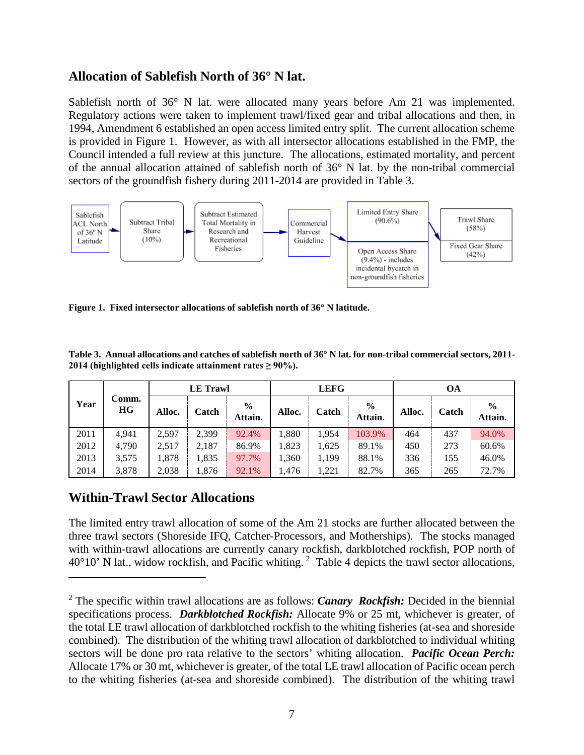## Allocation of Sablefish North of 36° N lat.

Sablefish north of 36° N lat. were allocated many years before Am 21 was implemented. Regulatory actions were taken to implement trawl/fixed gear and tribal allocations and then, in 1994, Amendment 6 established an open access limited entry split. The current allocation scheme is provided in Figure 1. However, as with all intersector allocations established in the FMP, the Council intended a full review at this juncture. The allocations, estimated mortality, and percent of the annual allocation attained of sablefish north of 36° N lat. by the non-tribal commercial sectors of the groundfish fishery during 2011-2014 are provided in Table 3.

Sablefish ACL North of 36° N Latitude → Subtract Tribal Share (10%) → Subtract Estimated Total Mortality in Research and Recreational Fisheries → Commercial Harvest Guideline → Limited Entry Share (90.6%) → Trawl Share (58%) / Fixed Gear Share (42%); Open Access Share (9.4%) - includes incidental bycatch in non-groundfish fisheries

**Figure 1. Fixed intersector allocations of sablefish north of 36° N latitude.**

**Table 3. Annual allocations and catches of sablefish north of 36° N lat. for non-tribal commercial sectors, 2011-2014 (highlighted cells indicate attainment rates ≥ 90%).**

| Year | Comm. HG | LE Trawl | | | LEFG | | | OA | | |
|---|---|---|---|---|---|---|---|---|---|---|
| | | Alloc. | Catch | % Attain. | Alloc. | Catch | % Attain. | Alloc. | Catch | % Attain. |
| 2011 | 4,941 | 2,597 | 2,399 | 92.4% | 1,880 | 1,954 | 103.9% | 464 | 437 | 94.0% |
| 2012 | 4,790 | 2,517 | 2,187 | 86.9% | 1,823 | 1,625 | 89.1% | 450 | 273 | 60.6% |
| 2013 | 3,575 | 1,878 | 1,835 | 97.7% | 1,360 | 1,199 | 88.1% | 336 | 155 | 46.0% |
| 2014 | 3,878 | 2,038 | 1,876 | 92.1% | 1,476 | 1,221 | 82.7% | 365 | 265 | 72.7% |

## Within-Trawl Sector Allocations

The limited entry trawl allocation of some of the Am 21 stocks are further allocated between the three trawl sectors (Shoreside IFQ, Catcher-Processors, and Motherships). The stocks managed with within-trawl allocations are currently canary rockfish, darkblotched rockfish, POP north of 40°10' N lat., widow rockfish, and Pacific whiting. [2] Table 4 depicts the trawl sector allocations,

[2] The specific within trawl allocations are as follows: ***Canary Rockfish:*** Decided in the biennial specifications process. ***Darkblotched Rockfish:*** Allocate 9% or 25 mt, whichever is greater, of the total LE trawl allocation of darkblotched rockfish to the whiting fisheries (at-sea and shoreside combined). The distribution of the whiting trawl allocation of darkblotched to individual whiting sectors will be done pro rata relative to the sectors' whiting allocation. ***Pacific Ocean Perch:*** Allocate 17% or 30 mt, whichever is greater, of the total LE trawl allocation of Pacific ocean perch to the whiting fisheries (at-sea and shoreside combined). The distribution of the whiting trawl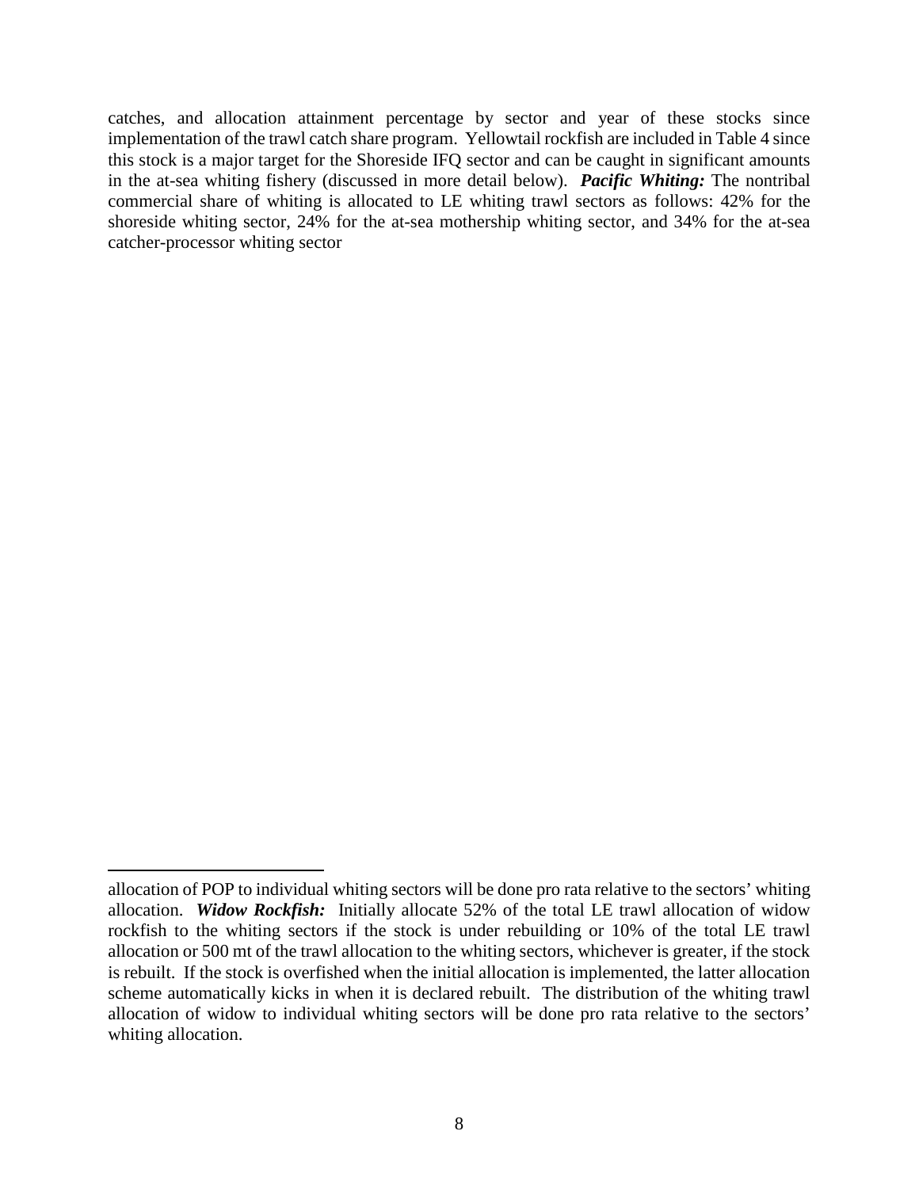catches, and allocation attainment percentage by sector and year of these stocks since implementation of the trawl catch share program. Yellowtail rockfish are included in Table 4 since this stock is a major target for the Shoreside IFQ sector and can be caught in significant amounts in the at-sea whiting fishery (discussed in more detail below). ***Pacific Whiting:*** The nontribal commercial share of whiting is allocated to LE whiting trawl sectors as follows: 42% for the shoreside whiting sector, 24% for the at-sea mothership whiting sector, and 34% for the at-sea catcher-processor whiting sector

---

allocation of POP to individual whiting sectors will be done pro rata relative to the sectors' whiting allocation. ***Widow Rockfish:*** Initially allocate 52% of the total LE trawl allocation of widow rockfish to the whiting sectors if the stock is under rebuilding or 10% of the total LE trawl allocation or 500 mt of the trawl allocation to the whiting sectors, whichever is greater, if the stock is rebuilt. If the stock is overfished when the initial allocation is implemented, the latter allocation scheme automatically kicks in when it is declared rebuilt. The distribution of the whiting trawl allocation of widow to individual whiting sectors will be done pro rata relative to the sectors' whiting allocation.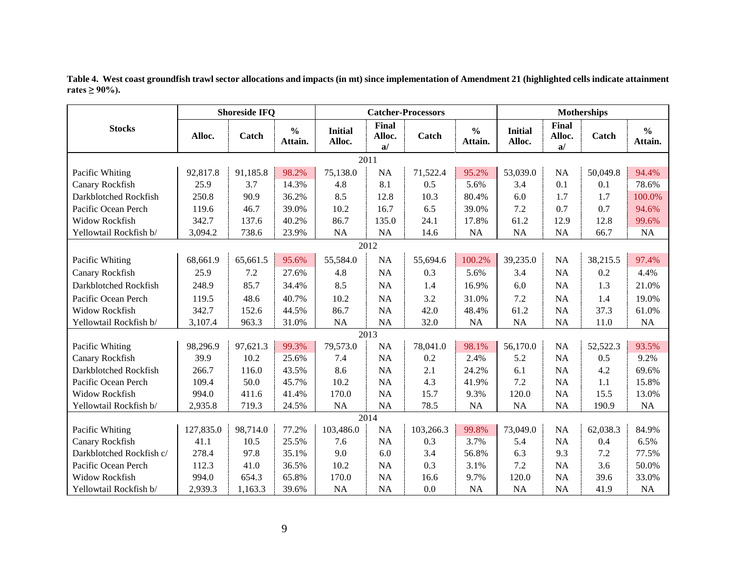**Table 4. West coast groundfish trawl sector allocations and impacts (in mt) since implementation of Amendment 21 (highlighted cells indicate attainment rates ≥ 90%).**

| Stocks | Shoreside IFQ | | | Catcher-Processors | | | | Motherships | | | |
|---|---|---|---|---|---|---|---|---|---|---|---|
| | Alloc. | Catch | % Attain. | Initial Alloc. | Final Alloc. a/ | Catch | % Attain. | Initial Alloc. | Final Alloc. a/ | Catch | % Attain. |
| **2011** | | | | | | | | | | | |
| Pacific Whiting | 92,817.8 | 91,185.8 | 98.2% | 75,138.0 | NA | 71,522.4 | 95.2% | 53,039.0 | NA | 50,049.8 | 94.4% |
| Canary Rockfish | 25.9 | 3.7 | 14.3% | 4.8 | 8.1 | 0.5 | 5.6% | 3.4 | 0.1 | 0.1 | 78.6% |
| Darkblotched Rockfish | 250.8 | 90.9 | 36.2% | 8.5 | 12.8 | 10.3 | 80.4% | 6.0 | 1.7 | 1.7 | 100.0% |
| Pacific Ocean Perch | 119.6 | 46.7 | 39.0% | 10.2 | 16.7 | 6.5 | 39.0% | 7.2 | 0.7 | 0.7 | 94.6% |
| Widow Rockfish | 342.7 | 137.6 | 40.2% | 86.7 | 135.0 | 24.1 | 17.8% | 61.2 | 12.9 | 12.8 | 99.6% |
| Yellowtail Rockfish b/ | 3,094.2 | 738.6 | 23.9% | NA | NA | 14.6 | NA | NA | NA | 66.7 | NA |
| **2012** | | | | | | | | | | | |
| Pacific Whiting | 68,661.9 | 65,661.5 | 95.6% | 55,584.0 | NA | 55,694.6 | 100.2% | 39,235.0 | NA | 38,215.5 | 97.4% |
| Canary Rockfish | 25.9 | 7.2 | 27.6% | 4.8 | NA | 0.3 | 5.6% | 3.4 | NA | 0.2 | 4.4% |
| Darkblotched Rockfish | 248.9 | 85.7 | 34.4% | 8.5 | NA | 1.4 | 16.9% | 6.0 | NA | 1.3 | 21.0% |
| Pacific Ocean Perch | 119.5 | 48.6 | 40.7% | 10.2 | NA | 3.2 | 31.0% | 7.2 | NA | 1.4 | 19.0% |
| Widow Rockfish | 342.7 | 152.6 | 44.5% | 86.7 | NA | 42.0 | 48.4% | 61.2 | NA | 37.3 | 61.0% |
| Yellowtail Rockfish b/ | 3,107.4 | 963.3 | 31.0% | NA | NA | 32.0 | NA | NA | NA | 11.0 | NA |
| **2013** | | | | | | | | | | | |
| Pacific Whiting | 98,296.9 | 97,621.3 | 99.3% | 79,573.0 | NA | 78,041.0 | 98.1% | 56,170.0 | NA | 52,522.3 | 93.5% |
| Canary Rockfish | 39.9 | 10.2 | 25.6% | 7.4 | NA | 0.2 | 2.4% | 5.2 | NA | 0.5 | 9.2% |
| Darkblotched Rockfish | 266.7 | 116.0 | 43.5% | 8.6 | NA | 2.1 | 24.2% | 6.1 | NA | 4.2 | 69.6% |
| Pacific Ocean Perch | 109.4 | 50.0 | 45.7% | 10.2 | NA | 4.3 | 41.9% | 7.2 | NA | 1.1 | 15.8% |
| Widow Rockfish | 994.0 | 411.6 | 41.4% | 170.0 | NA | 15.7 | 9.3% | 120.0 | NA | 15.5 | 13.0% |
| Yellowtail Rockfish b/ | 2,935.8 | 719.3 | 24.5% | NA | NA | 78.5 | NA | NA | NA | 190.9 | NA |
| **2014** | | | | | | | | | | | |
| Pacific Whiting | 127,835.0 | 98,714.0 | 77.2% | 103,486.0 | NA | 103,266.3 | 99.8% | 73,049.0 | NA | 62,038.3 | 84.9% |
| Canary Rockfish | 41.1 | 10.5 | 25.5% | 7.6 | NA | 0.3 | 3.7% | 5.4 | NA | 0.4 | 6.5% |
| Darkblotched Rockfish c/ | 278.4 | 97.8 | 35.1% | 9.0 | 6.0 | 3.4 | 56.8% | 6.3 | 9.3 | 7.2 | 77.5% |
| Pacific Ocean Perch | 112.3 | 41.0 | 36.5% | 10.2 | NA | 0.3 | 3.1% | 7.2 | NA | 3.6 | 50.0% |
| Widow Rockfish | 994.0 | 654.3 | 65.8% | 170.0 | NA | 16.6 | 9.7% | 120.0 | NA | 39.6 | 33.0% |
| Yellowtail Rockfish b/ | 2,939.3 | 1,163.3 | 39.6% | NA | NA | 0.0 | NA | NA | NA | 41.9 | NA |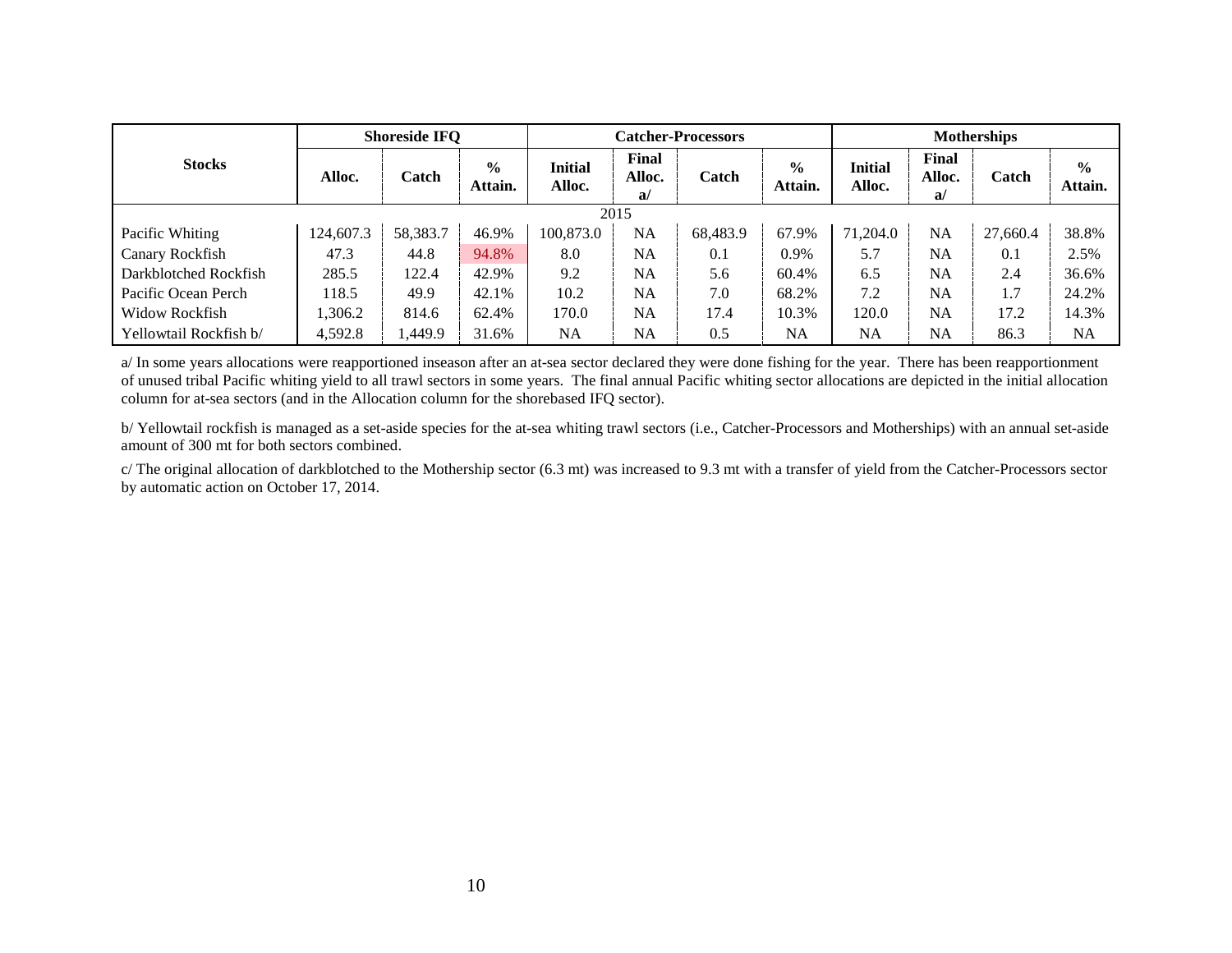| Stocks | Shoreside IFQ | | | Catcher-Processors | | | | Motherships | | | |
|---|---|---|---|---|---|---|---|---|---|---|---|
| | Alloc. | Catch | % Attain. | Initial Alloc. | Final Alloc. a/ | Catch | % Attain. | Initial Alloc. | Final Alloc. a/ | Catch | % Attain. |
| 2015 | | | | | | | | | | | |
| Pacific Whiting | 124,607.3 | 58,383.7 | 46.9% | 100,873.0 | NA | 68,483.9 | 67.9% | 71,204.0 | NA | 27,660.4 | 38.8% |
| Canary Rockfish | 47.3 | 44.8 | 94.8% | 8.0 | NA | 0.1 | 0.9% | 5.7 | NA | 0.1 | 2.5% |
| Darkblotched Rockfish | 285.5 | 122.4 | 42.9% | 9.2 | NA | 5.6 | 60.4% | 6.5 | NA | 2.4 | 36.6% |
| Pacific Ocean Perch | 118.5 | 49.9 | 42.1% | 10.2 | NA | 7.0 | 68.2% | 7.2 | NA | 1.7 | 24.2% |
| Widow Rockfish | 1,306.2 | 814.6 | 62.4% | 170.0 | NA | 17.4 | 10.3% | 120.0 | NA | 17.2 | 14.3% |
| Yellowtail Rockfish b/ | 4,592.8 | 1,449.9 | 31.6% | NA | NA | 0.5 | NA | NA | NA | 86.3 | NA |

a/ In some years allocations were reapportioned inseason after an at-sea sector declared they were done fishing for the year. There has been reapportionment of unused tribal Pacific whiting yield to all trawl sectors in some years. The final annual Pacific whiting sector allocations are depicted in the initial allocation column for at-sea sectors (and in the Allocation column for the shorebased IFQ sector).

b/ Yellowtail rockfish is managed as a set-aside species for the at-sea whiting trawl sectors (i.e., Catcher-Processors and Motherships) with an annual set-aside amount of 300 mt for both sectors combined.

c/ The original allocation of darkblotched to the Mothership sector (6.3 mt) was increased to 9.3 mt with a transfer of yield from the Catcher-Processors sector by automatic action on October 17, 2014.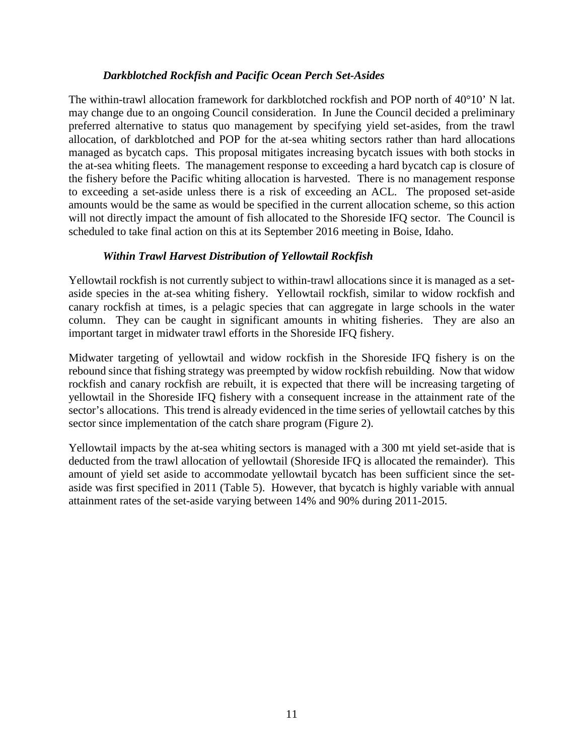### *Darkblotched Rockfish and Pacific Ocean Perch Set-Asides*

The within-trawl allocation framework for darkblotched rockfish and POP north of 40°10' N lat. may change due to an ongoing Council consideration. In June the Council decided a preliminary preferred alternative to status quo management by specifying yield set-asides, from the trawl allocation, of darkblotched and POP for the at-sea whiting sectors rather than hard allocations managed as bycatch caps. This proposal mitigates increasing bycatch issues with both stocks in the at-sea whiting fleets. The management response to exceeding a hard bycatch cap is closure of the fishery before the Pacific whiting allocation is harvested. There is no management response to exceeding a set-aside unless there is a risk of exceeding an ACL. The proposed set-aside amounts would be the same as would be specified in the current allocation scheme, so this action will not directly impact the amount of fish allocated to the Shoreside IFQ sector. The Council is scheduled to take final action on this at its September 2016 meeting in Boise, Idaho.

### *Within Trawl Harvest Distribution of Yellowtail Rockfish*

Yellowtail rockfish is not currently subject to within-trawl allocations since it is managed as a set-aside species in the at-sea whiting fishery. Yellowtail rockfish, similar to widow rockfish and canary rockfish at times, is a pelagic species that can aggregate in large schools in the water column. They can be caught in significant amounts in whiting fisheries. They are also an important target in midwater trawl efforts in the Shoreside IFQ fishery.

Midwater targeting of yellowtail and widow rockfish in the Shoreside IFQ fishery is on the rebound since that fishing strategy was preempted by widow rockfish rebuilding. Now that widow rockfish and canary rockfish are rebuilt, it is expected that there will be increasing targeting of yellowtail in the Shoreside IFQ fishery with a consequent increase in the attainment rate of the sector's allocations. This trend is already evidenced in the time series of yellowtail catches by this sector since implementation of the catch share program (Figure 2).

Yellowtail impacts by the at-sea whiting sectors is managed with a 300 mt yield set-aside that is deducted from the trawl allocation of yellowtail (Shoreside IFQ is allocated the remainder). This amount of yield set aside to accommodate yellowtail bycatch has been sufficient since the set-aside was first specified in 2011 (Table 5). However, that bycatch is highly variable with annual attainment rates of the set-aside varying between 14% and 90% during 2011-2015.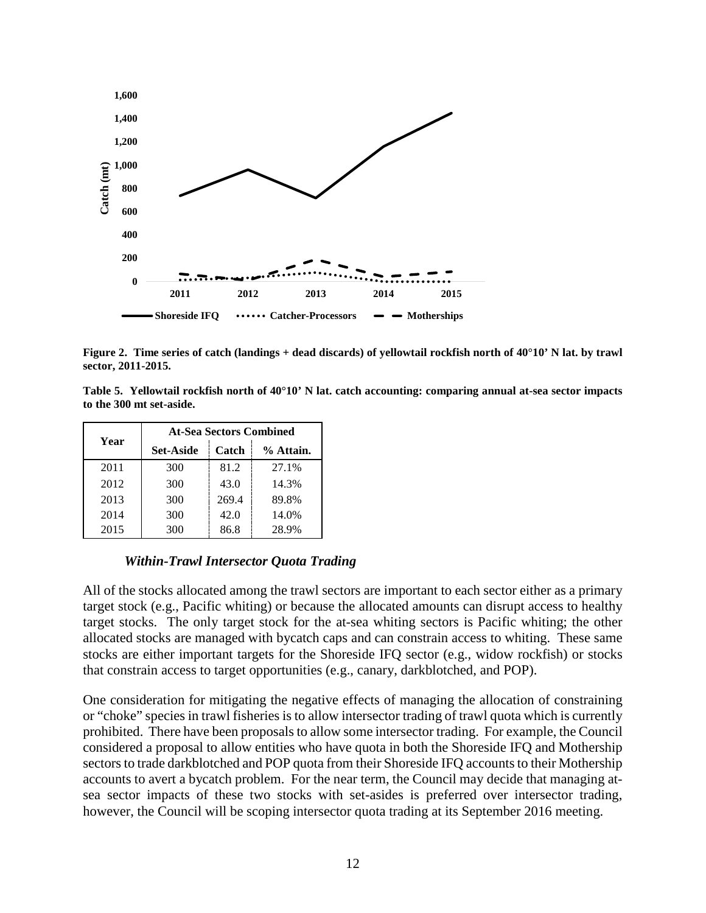**Figure 2. Time series of catch (landings + dead discards) of yellowtail rockfish north of 40°10' N lat. by trawl sector, 2011-2015.**

**Table 5. Yellowtail rockfish north of 40°10' N lat. catch accounting: comparing annual at-sea sector impacts to the 300 mt set-aside.**

| Year | At-Sea Sectors Combined | | |
|---|---|---|---|
| | Set-Aside | Catch | % Attain. |
| 2011 | 300 | 81.2 | 27.1% |
| 2012 | 300 | 43.0 | 14.3% |
| 2013 | 300 | 269.4 | 89.8% |
| 2014 | 300 | 42.0 | 14.0% |
| 2015 | 300 | 86.8 | 28.9% |

### *Within-Trawl Intersector Quota Trading*

All of the stocks allocated among the trawl sectors are important to each sector either as a primary target stock (e.g., Pacific whiting) or because the allocated amounts can disrupt access to healthy target stocks. The only target stock for the at-sea whiting sectors is Pacific whiting; the other allocated stocks are managed with bycatch caps and can constrain access to whiting. These same stocks are either important targets for the Shoreside IFQ sector (e.g., widow rockfish) or stocks that constrain access to target opportunities (e.g., canary, darkblotched, and POP).

One consideration for mitigating the negative effects of managing the allocation of constraining or "choke" species in trawl fisheries is to allow intersector trading of trawl quota which is currently prohibited. There have been proposals to allow some intersector trading. For example, the Council considered a proposal to allow entities who have quota in both the Shoreside IFQ and Mothership sectors to trade darkblotched and POP quota from their Shoreside IFQ accounts to their Mothership accounts to avert a bycatch problem. For the near term, the Council may decide that managing at-sea sector impacts of these two stocks with set-asides is preferred over intersector trading, however, the Council will be scoping intersector quota trading at its September 2016 meeting.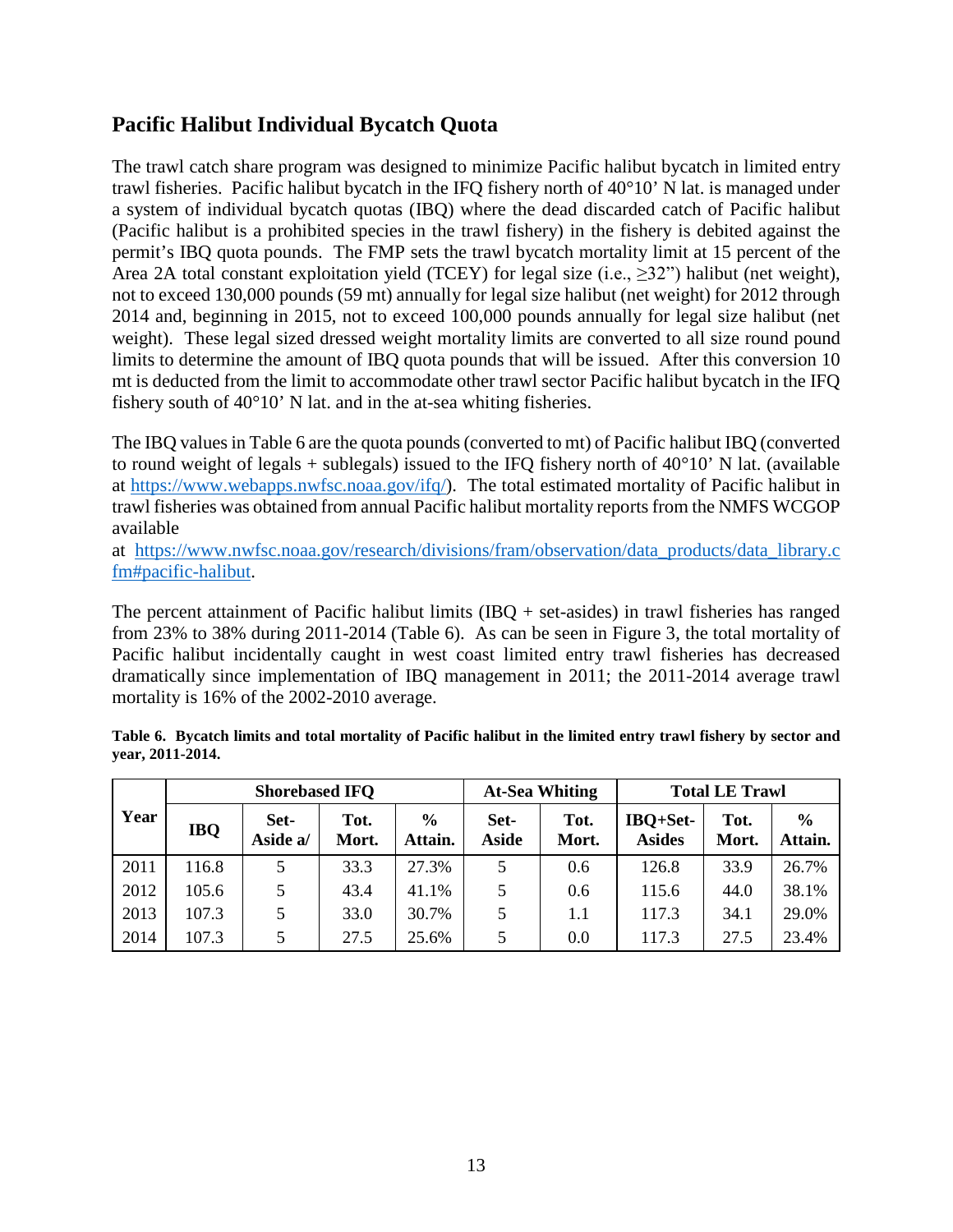## Pacific Halibut Individual Bycatch Quota

The trawl catch share program was designed to minimize Pacific halibut bycatch in limited entry trawl fisheries. Pacific halibut bycatch in the IFQ fishery north of 40°10' N lat. is managed under a system of individual bycatch quotas (IBQ) where the dead discarded catch of Pacific halibut (Pacific halibut is a prohibited species in the trawl fishery) in the fishery is debited against the permit's IBQ quota pounds. The FMP sets the trawl bycatch mortality limit at 15 percent of the Area 2A total constant exploitation yield (TCEY) for legal size (i.e., ≥32") halibut (net weight), not to exceed 130,000 pounds (59 mt) annually for legal size halibut (net weight) for 2012 through 2014 and, beginning in 2015, not to exceed 100,000 pounds annually for legal size halibut (net weight). These legal sized dressed weight mortality limits are converted to all size round pound limits to determine the amount of IBQ quota pounds that will be issued. After this conversion 10 mt is deducted from the limit to accommodate other trawl sector Pacific halibut bycatch in the IFQ fishery south of 40°10' N lat. and in the at-sea whiting fisheries.

The IBQ values in Table 6 are the quota pounds (converted to mt) of Pacific halibut IBQ (converted to round weight of legals + sublegals) issued to the IFQ fishery north of 40°10' N lat. (available at https://www.webapps.nwfsc.noaa.gov/ifq/). The total estimated mortality of Pacific halibut in trawl fisheries was obtained from annual Pacific halibut mortality reports from the NMFS WCGOP available at https://www.nwfsc.noaa.gov/research/divisions/fram/observation/data_products/data_library.cfm#pacific-halibut.

The percent attainment of Pacific halibut limits (IBQ + set-asides) in trawl fisheries has ranged from 23% to 38% during 2011-2014 (Table 6). As can be seen in Figure 3, the total mortality of Pacific halibut incidentally caught in west coast limited entry trawl fisheries has decreased dramatically since implementation of IBQ management in 2011; the 2011-2014 average trawl mortality is 16% of the 2002-2010 average.

**Table 6. Bycatch limits and total mortality of Pacific halibut in the limited entry trawl fishery by sector and year, 2011-2014.**

| Year | Shorebased IFQ | | | | At-Sea Whiting | | Total LE Trawl | | |
|---|---|---|---|---|---|---|---|---|---|
| | IBQ | Set-Aside a/ | Tot. Mort. | % Attain. | Set-Aside | Tot. Mort. | IBQ+Set-Asides | Tot. Mort. | % Attain. |
| 2011 | 116.8 | 5 | 33.3 | 27.3% | 5 | 0.6 | 126.8 | 33.9 | 26.7% |
| 2012 | 105.6 | 5 | 43.4 | 41.1% | 5 | 0.6 | 115.6 | 44.0 | 38.1% |
| 2013 | 107.3 | 5 | 33.0 | 30.7% | 5 | 1.1 | 117.3 | 34.1 | 29.0% |
| 2014 | 107.3 | 5 | 27.5 | 25.6% | 5 | 0.0 | 117.3 | 27.5 | 23.4% |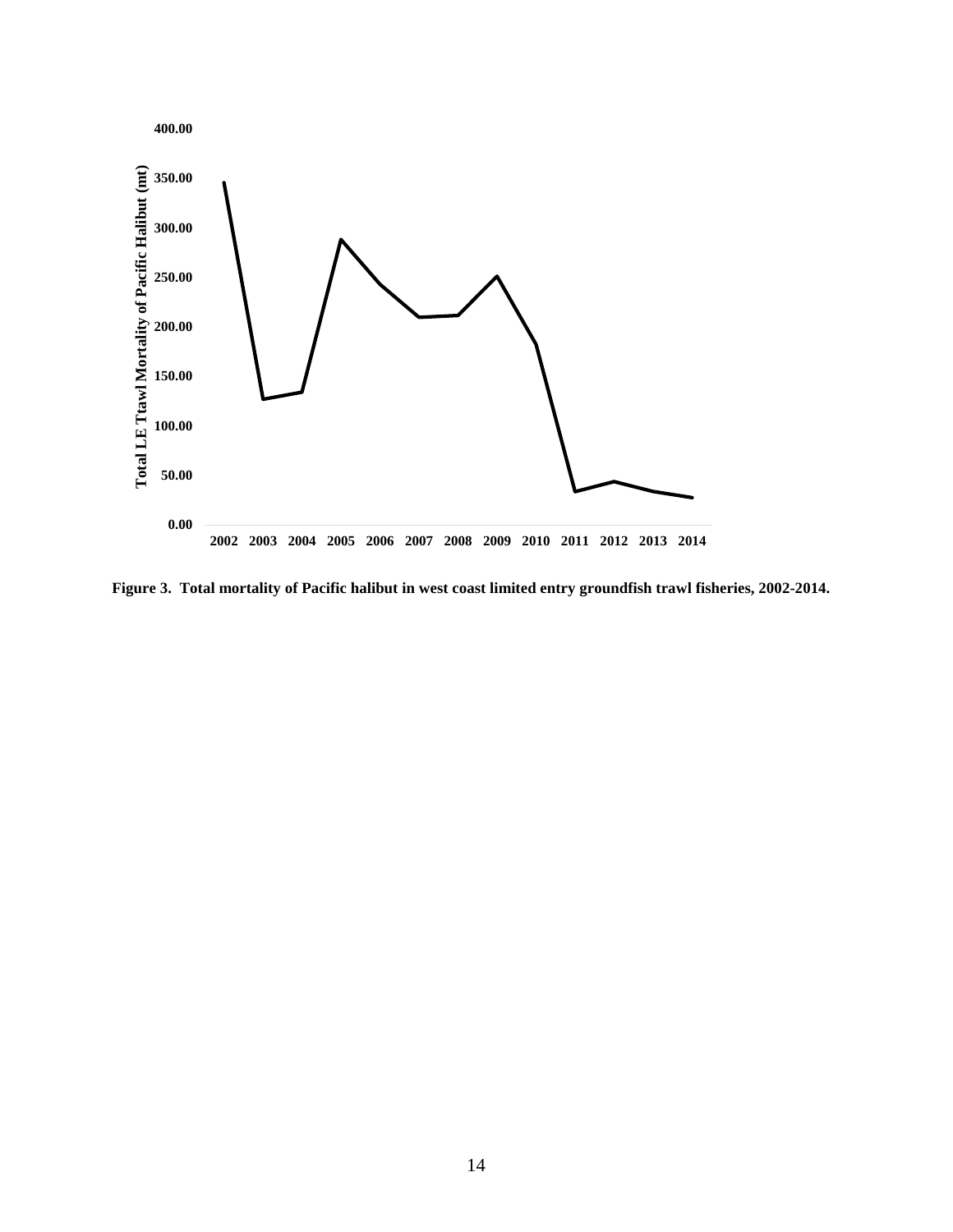**Figure 3. Total mortality of Pacific halibut in west coast limited entry groundfish trawl fisheries, 2002-2014.**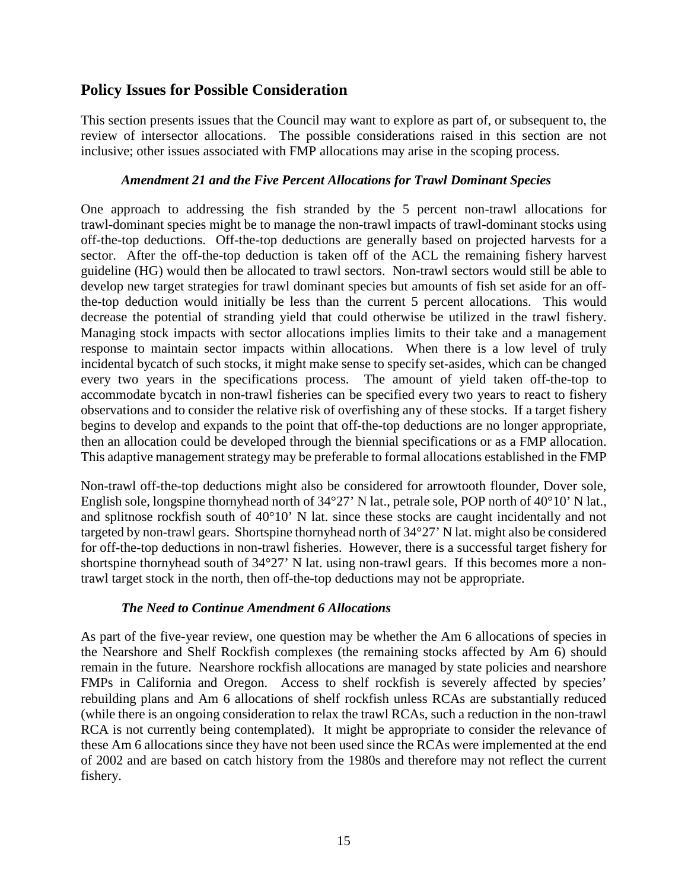## Policy Issues for Possible Consideration

This section presents issues that the Council may want to explore as part of, or subsequent to, the review of intersector allocations. The possible considerations raised in this section are not inclusive; other issues associated with FMP allocations may arise in the scoping process.

### *Amendment 21 and the Five Percent Allocations for Trawl Dominant Species*

One approach to addressing the fish stranded by the 5 percent non-trawl allocations for trawl-dominant species might be to manage the non-trawl impacts of trawl-dominant stocks using off-the-top deductions. Off-the-top deductions are generally based on projected harvests for a sector. After the off-the-top deduction is taken off of the ACL the remaining fishery harvest guideline (HG) would then be allocated to trawl sectors. Non-trawl sectors would still be able to develop new target strategies for trawl dominant species but amounts of fish set aside for an off-the-top deduction would initially be less than the current 5 percent allocations. This would decrease the potential of stranding yield that could otherwise be utilized in the trawl fishery. Managing stock impacts with sector allocations implies limits to their take and a management response to maintain sector impacts within allocations. When there is a low level of truly incidental bycatch of such stocks, it might make sense to specify set-asides, which can be changed every two years in the specifications process. The amount of yield taken off-the-top to accommodate bycatch in non-trawl fisheries can be specified every two years to react to fishery observations and to consider the relative risk of overfishing any of these stocks. If a target fishery begins to develop and expands to the point that off-the-top deductions are no longer appropriate, then an allocation could be developed through the biennial specifications or as a FMP allocation. This adaptive management strategy may be preferable to formal allocations established in the FMP

Non-trawl off-the-top deductions might also be considered for arrowtooth flounder, Dover sole, English sole, longspine thornyhead north of 34°27' N lat., petrale sole, POP north of 40°10' N lat., and splitnose rockfish south of 40°10' N lat. since these stocks are caught incidentally and not targeted by non-trawl gears. Shortspine thornyhead north of 34°27' N lat. might also be considered for off-the-top deductions in non-trawl fisheries. However, there is a successful target fishery for shortspine thornyhead south of 34°27' N lat. using non-trawl gears. If this becomes more a non-trawl target stock in the north, then off-the-top deductions may not be appropriate.

### *The Need to Continue Amendment 6 Allocations*

As part of the five-year review, one question may be whether the Am 6 allocations of species in the Nearshore and Shelf Rockfish complexes (the remaining stocks affected by Am 6) should remain in the future. Nearshore rockfish allocations are managed by state policies and nearshore FMPs in California and Oregon. Access to shelf rockfish is severely affected by species' rebuilding plans and Am 6 allocations of shelf rockfish unless RCAs are substantially reduced (while there is an ongoing consideration to relax the trawl RCAs, such a reduction in the non-trawl RCA is not currently being contemplated). It might be appropriate to consider the relevance of these Am 6 allocations since they have not been used since the RCAs were implemented at the end of 2002 and are based on catch history from the 1980s and therefore may not reflect the current fishery.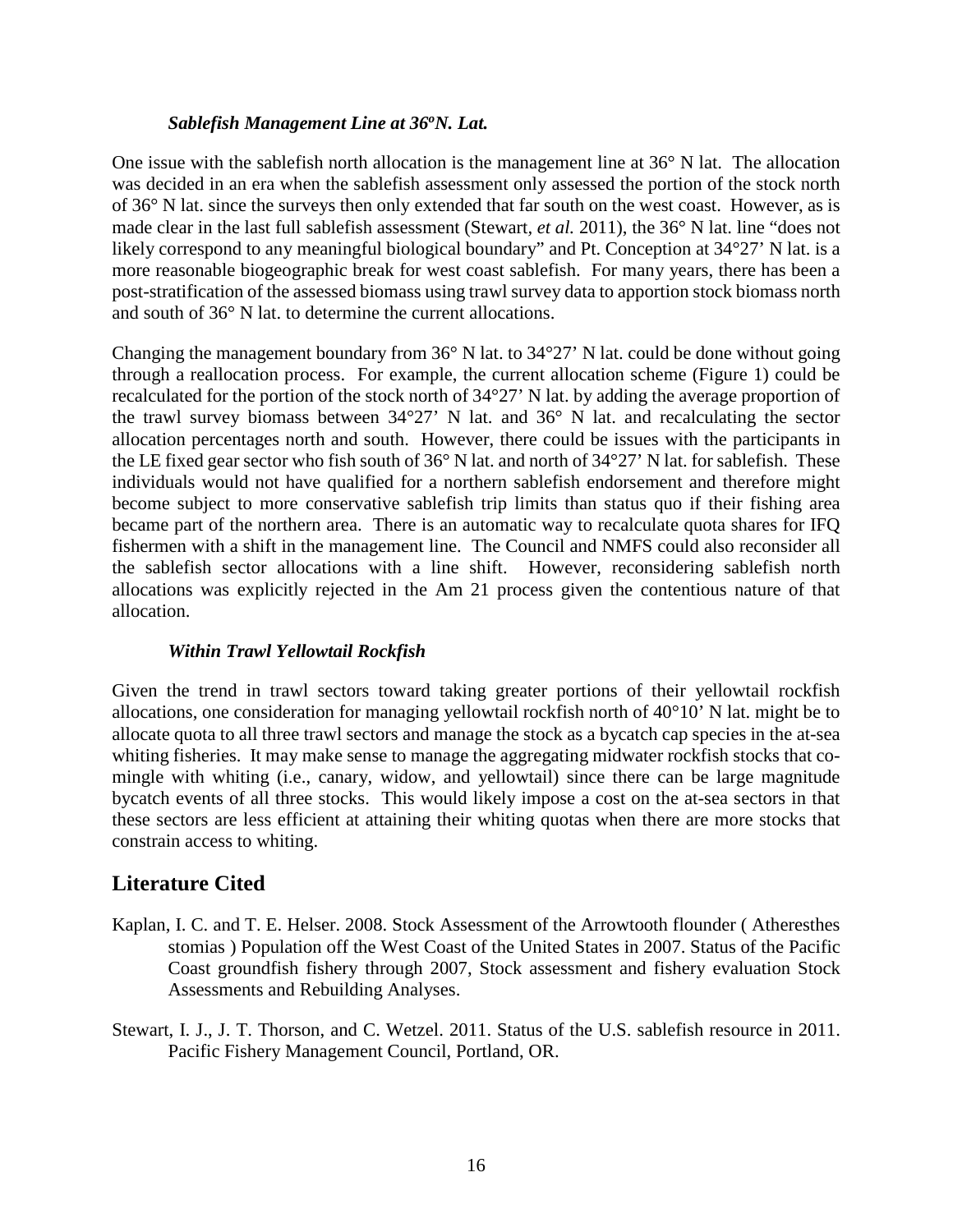### *Sablefish Management Line at 36ºN. Lat.*

One issue with the sablefish north allocation is the management line at 36° N lat. The allocation was decided in an era when the sablefish assessment only assessed the portion of the stock north of 36° N lat. since the surveys then only extended that far south on the west coast. However, as is made clear in the last full sablefish assessment (Stewart, *et al.* 2011), the 36° N lat. line "does not likely correspond to any meaningful biological boundary" and Pt. Conception at 34°27' N lat. is a more reasonable biogeographic break for west coast sablefish. For many years, there has been a post-stratification of the assessed biomass using trawl survey data to apportion stock biomass north and south of 36° N lat. to determine the current allocations.

Changing the management boundary from 36° N lat. to 34°27' N lat. could be done without going through a reallocation process. For example, the current allocation scheme (Figure 1) could be recalculated for the portion of the stock north of 34°27' N lat. by adding the average proportion of the trawl survey biomass between 34°27' N lat. and 36° N lat. and recalculating the sector allocation percentages north and south. However, there could be issues with the participants in the LE fixed gear sector who fish south of 36° N lat. and north of 34°27' N lat. for sablefish. These individuals would not have qualified for a northern sablefish endorsement and therefore might become subject to more conservative sablefish trip limits than status quo if their fishing area became part of the northern area. There is an automatic way to recalculate quota shares for IFQ fishermen with a shift in the management line. The Council and NMFS could also reconsider all the sablefish sector allocations with a line shift. However, reconsidering sablefish north allocations was explicitly rejected in the Am 21 process given the contentious nature of that allocation.

### *Within Trawl Yellowtail Rockfish*

Given the trend in trawl sectors toward taking greater portions of their yellowtail rockfish allocations, one consideration for managing yellowtail rockfish north of 40°10' N lat. might be to allocate quota to all three trawl sectors and manage the stock as a bycatch cap species in the at-sea whiting fisheries. It may make sense to manage the aggregating midwater rockfish stocks that co-mingle with whiting (i.e., canary, widow, and yellowtail) since there can be large magnitude bycatch events of all three stocks. This would likely impose a cost on the at-sea sectors in that these sectors are less efficient at attaining their whiting quotas when there are more stocks that constrain access to whiting.

## Literature Cited

Kaplan, I. C. and T. E. Helser. 2008. Stock Assessment of the Arrowtooth flounder ( Atheresthes stomias ) Population off the West Coast of the United States in 2007. Status of the Pacific Coast groundfish fishery through 2007, Stock assessment and fishery evaluation Stock Assessments and Rebuilding Analyses.

Stewart, I. J., J. T. Thorson, and C. Wetzel. 2011. Status of the U.S. sablefish resource in 2011. Pacific Fishery Management Council, Portland, OR.